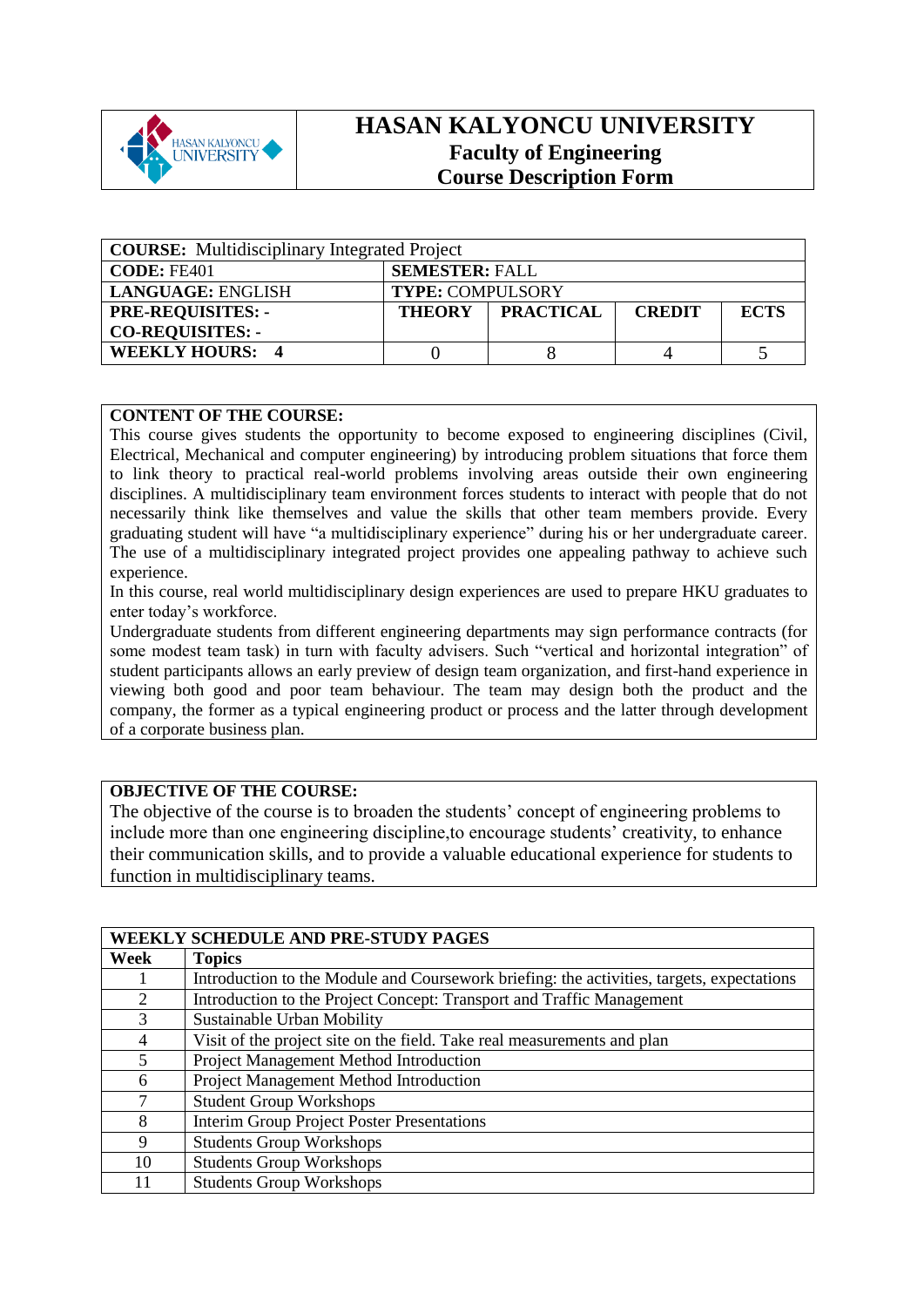# HASAN KALYONCU UNIVERSITY
## Faculty of Engineering
## Course Description Form

| **COURSE:** Multidisciplinary Integrated Project | | | | |
|---|---|---|---|---|
| **CODE:** FE401 | **SEMESTER:** FALL | | | |
| **LANGUAGE:** ENGLISH | **TYPE:** COMPULSORY | | | |
| **PRE-REQUISITES:** - <br> **CO-REQUISITES:** - | **THEORY** | **PRACTICAL** | **CREDIT** | **ECTS** |
| **WEEKLY HOURS: 4** | 0 | 8 | 4 | 5 |

**CONTENT OF THE COURSE:**

This course gives students the opportunity to become exposed to engineering disciplines (Civil, Electrical, Mechanical and computer engineering) by introducing problem situations that force them to link theory to practical real-world problems involving areas outside their own engineering disciplines. A multidisciplinary team environment forces students to interact with people that do not necessarily think like themselves and value the skills that other team members provide. Every graduating student will have "a multidisciplinary experience" during his or her undergraduate career. The use of a multidisciplinary integrated project provides one appealing pathway to achieve such experience.

In this course, real world multidisciplinary design experiences are used to prepare HKU graduates to enter today's workforce.

Undergraduate students from different engineering departments may sign performance contracts (for some modest team task) in turn with faculty advisers. Such "vertical and horizontal integration" of student participants allows an early preview of design team organization, and first-hand experience in viewing both good and poor team behaviour. The team may design both the product and the company, the former as a typical engineering product or process and the latter through development of a corporate business plan.

**OBJECTIVE OF THE COURSE:**

The objective of the course is to broaden the students' concept of engineering problems to include more than one engineering discipline,to encourage students' creativity, to enhance their communication skills, and to provide a valuable educational experience for students to function in multidisciplinary teams.

| **WEEKLY SCHEDULE AND PRE-STUDY PAGES** | |
|---|---|
| **Week** | **Topics** |
| 1 | Introduction to the Module and Coursework briefing: the activities, targets, expectations |
| 2 | Introduction to the Project Concept: Transport and Traffic Management |
| 3 | Sustainable Urban Mobility |
| 4 | Visit of the project site on the field. Take real measurements and plan |
| 5 | Project Management Method Introduction |
| 6 | Project Management Method Introduction |
| 7 | Student Group Workshops |
| 8 | Interim Group Project Poster Presentations |
| 9 | Students Group Workshops |
| 10 | Students Group Workshops |
| 11 | Students Group Workshops |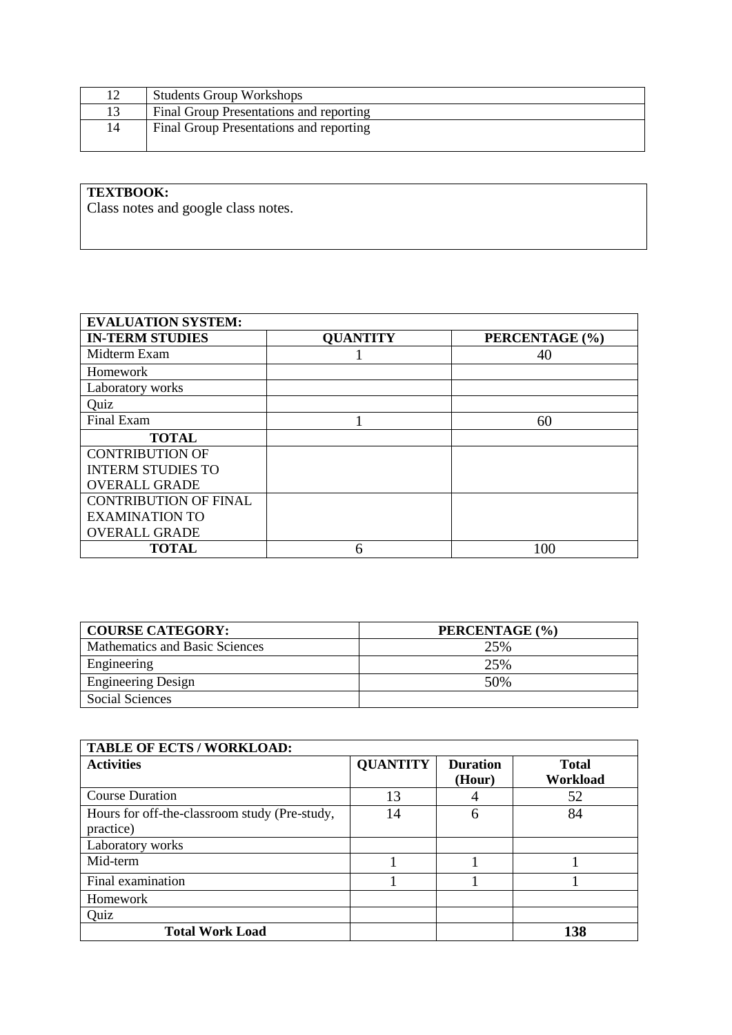| 12 | Students Group Workshops |
|---|---|
| 13 | Final Group Presentations and reporting |
| 14 | Final Group Presentations and reporting |

| **TEXTBOOK:** |
|---|
| Class notes and google class notes. |

| **EVALUATION SYSTEM:** | | |
|---|---|---|
| **IN-TERM STUDIES** | **QUANTITY** | **PERCENTAGE (%)** |
| Midterm Exam | 1 | 40 |
| Homework | | |
| Laboratory works | | |
| Quiz | | |
| Final Exam | 1 | 60 |
| **TOTAL** | | |
| CONTRIBUTION OF INTERM STUDIES TO OVERALL GRADE | | |
| CONTRIBUTION OF FINAL EXAMINATION TO OVERALL GRADE | | |
| **TOTAL** | 6 | 100 |

| **COURSE CATEGORY:** | **PERCENTAGE (%)** |
|---|---|
| Mathematics and Basic Sciences | 25% |
| Engineering | 25% |
| Engineering Design | 50% |
| Social Sciences | |

| **TABLE OF ECTS / WORKLOAD:** | | | |
|---|---|---|---|
| **Activities** | **QUANTITY** | **Duration (Hour)** | **Total Workload** |
| Course Duration | 13 | 4 | 52 |
| Hours for off-the-classroom study (Pre-study, practice) | 14 | 6 | 84 |
| Laboratory works | | | |
| Mid-term | 1 | 1 | 1 |
| Final examination | 1 | 1 | 1 |
| Homework | | | |
| Quiz | | | |
| **Total Work Load** | | | **138** |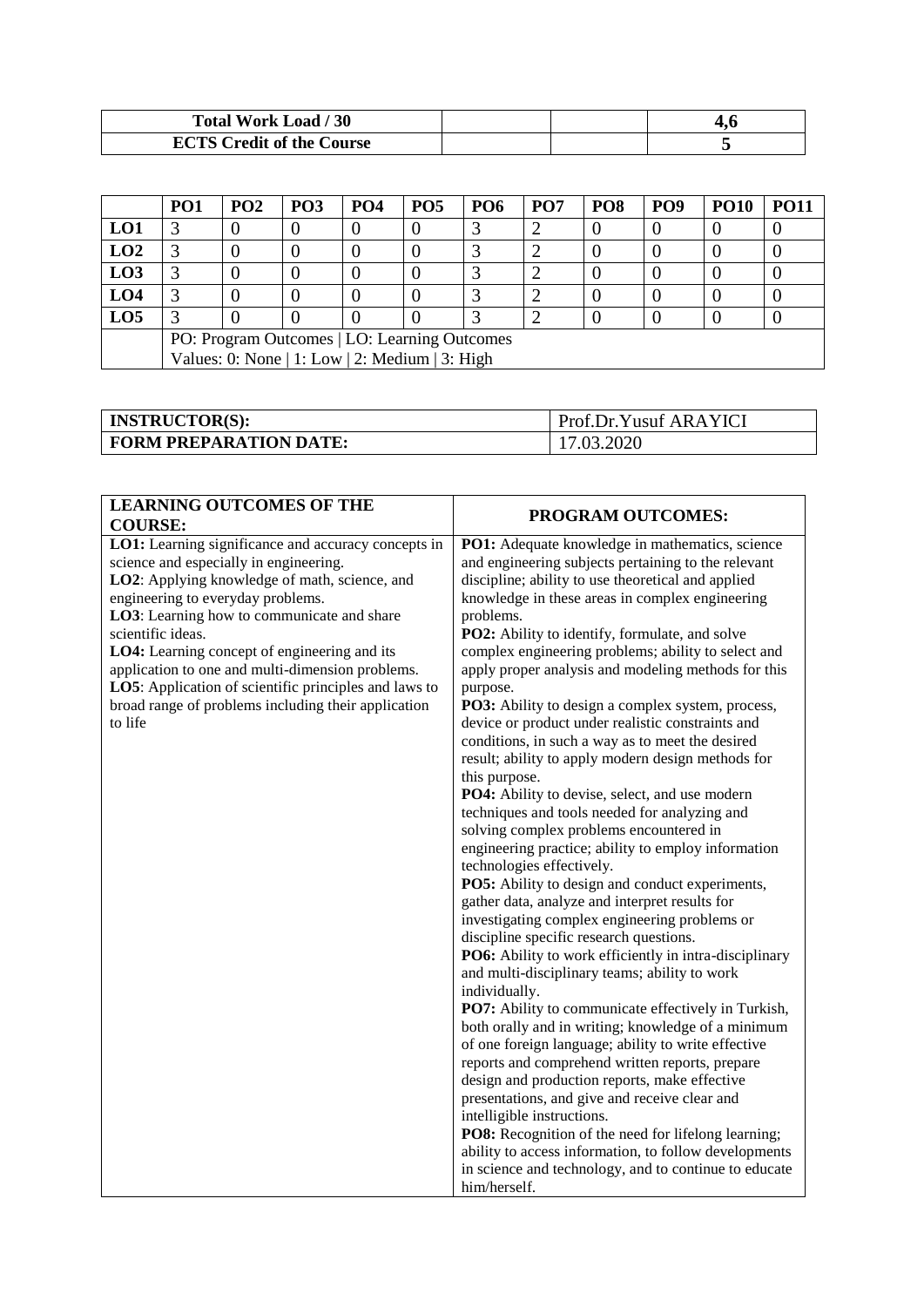| **Total Work Load / 30** | | | **4,6** |
|---|---|---|---|
| **ECTS Credit of the Course** | | | **5** |

| | **PO1** | **PO2** | **PO3** | **PO4** | **PO5** | **PO6** | **PO7** | **PO8** | **PO9** | **PO10** | **PO11** |
|---|---|---|---|---|---|---|---|---|---|---|---|
| **LO1** | 3 | 0 | 0 | 0 | 0 | 3 | 2 | 0 | 0 | 0 | 0 |
| **LO2** | 3 | 0 | 0 | 0 | 0 | 3 | 2 | 0 | 0 | 0 | 0 |
| **LO3** | 3 | 0 | 0 | 0 | 0 | 3 | 2 | 0 | 0 | 0 | 0 |
| **LO4** | 3 | 0 | 0 | 0 | 0 | 3 | 2 | 0 | 0 | 0 | 0 |
| **LO5** | 3 | 0 | 0 | 0 | 0 | 3 | 2 | 0 | 0 | 0 | 0 |
| | PO: Program Outcomes \| LO: Learning Outcomes<br>Values: 0: None \| 1: Low \| 2: Medium \| 3: High | | | | | | | | | | |

| **INSTRUCTOR(S):** | Prof.Dr.Yusuf ARAYICI |
|---|---|
| **FORM PREPARATION DATE:** | 17.03.2020 |

| **LEARNING OUTCOMES OF THE COURSE:** | **PROGRAM OUTCOMES:** |
|---|---|
| **LO1:** Learning significance and accuracy concepts in science and especially in engineering.<br>**LO2**: Applying knowledge of math, science, and engineering to everyday problems.<br>**LO3**: Learning how to communicate and share scientific ideas.<br>**LO4:** Learning concept of engineering and its application to one and multi-dimension problems.<br>**LO5**: Application of scientific principles and laws to broad range of problems including their application to life | **PO1:** Adequate knowledge in mathematics, science and engineering subjects pertaining to the relevant discipline; ability to use theoretical and applied knowledge in these areas in complex engineering problems.<br>**PO2:** Ability to identify, formulate, and solve complex engineering problems; ability to select and apply proper analysis and modeling methods for this purpose.<br>**PO3:** Ability to design a complex system, process, device or product under realistic constraints and conditions, in such a way as to meet the desired result; ability to apply modern design methods for this purpose.<br>**PO4:** Ability to devise, select, and use modern techniques and tools needed for analyzing and solving complex problems encountered in engineering practice; ability to employ information technologies effectively.<br>**PO5:** Ability to design and conduct experiments, gather data, analyze and interpret results for investigating complex engineering problems or discipline specific research questions.<br>**PO6:** Ability to work efficiently in intra-disciplinary and multi-disciplinary teams; ability to work individually.<br>**PO7:** Ability to communicate effectively in Turkish, both orally and in writing; knowledge of a minimum of one foreign language; ability to write effective reports and comprehend written reports, prepare design and production reports, make effective presentations, and give and receive clear and intelligible instructions.<br>**PO8:** Recognition of the need for lifelong learning; ability to access information, to follow developments in science and technology, and to continue to educate him/herself. |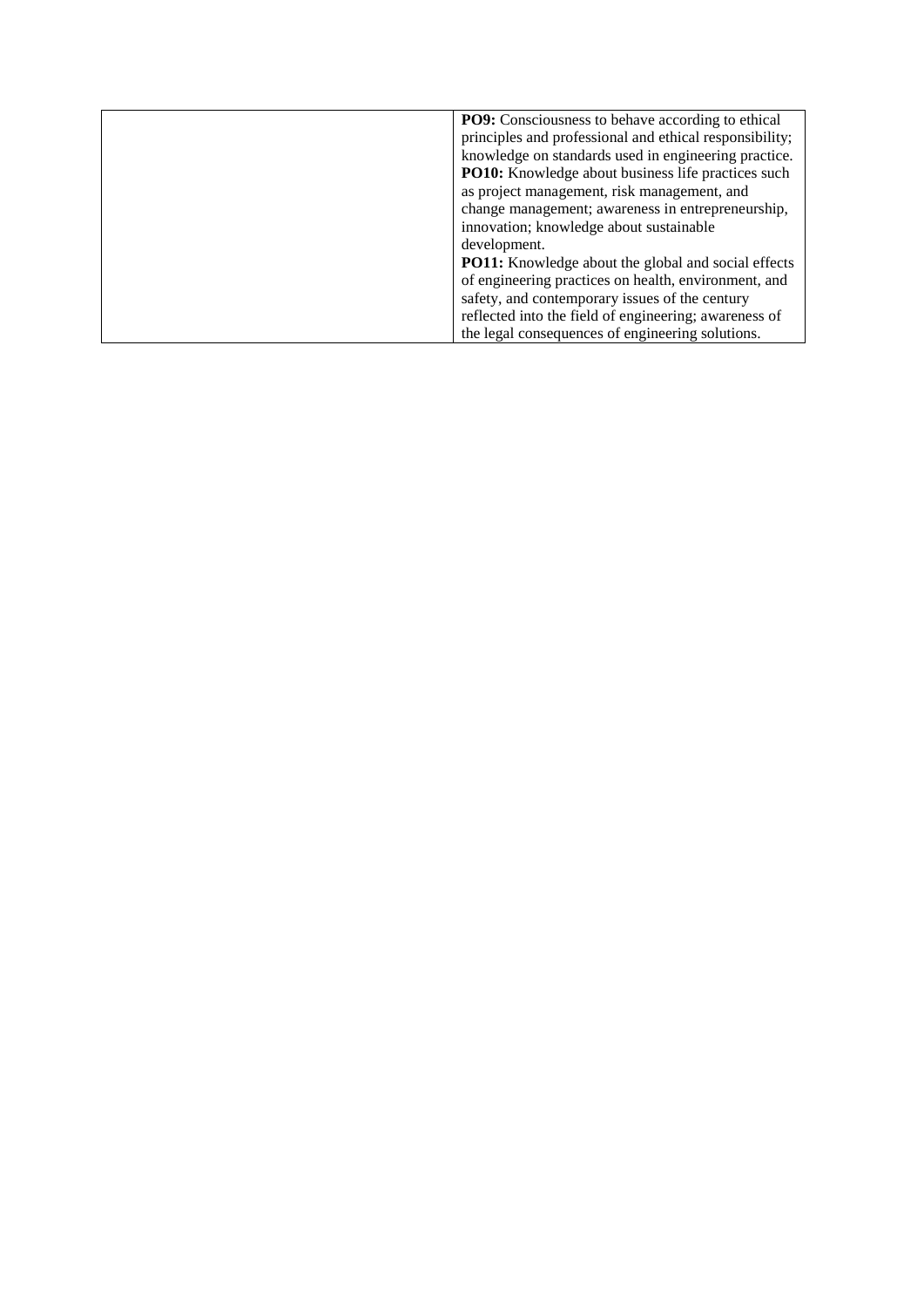| | |
|---|---|
| | **PO9:** Consciousness to behave according to ethical principles and professional and ethical responsibility; knowledge on standards used in engineering practice.<br>**PO10:** Knowledge about business life practices such as project management, risk management, and change management; awareness in entrepreneurship, innovation; knowledge about sustainable development.<br>**PO11:** Knowledge about the global and social effects of engineering practices on health, environment, and safety, and contemporary issues of the century reflected into the field of engineering; awareness of the legal consequences of engineering solutions. |